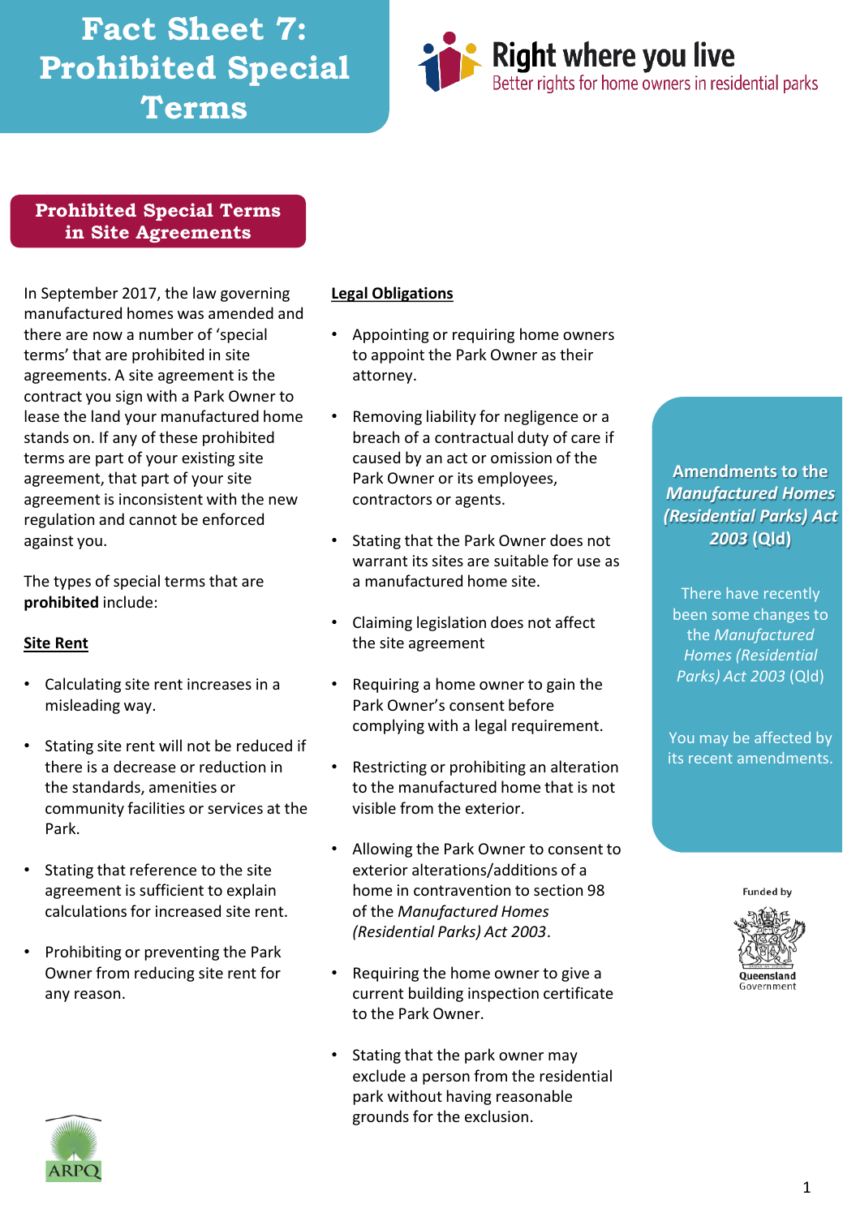# Fact Sheet 7: Prohibited Special Terms

**Right where you live**
Better rights for home owners in residential parks

## Prohibited Special Terms in Site Agreements

In September 2017, the law governing manufactured homes was amended and there are now a number of 'special terms' that are prohibited in site agreements. A site agreement is the contract you sign with a Park Owner to lease the land your manufactured home stands on. If any of these prohibited terms are part of your existing site agreement, that part of your site agreement is inconsistent with the new regulation and cannot be enforced against you.

The types of special terms that are **prohibited** include:

### Site Rent

- Calculating site rent increases in a misleading way.
- Stating site rent will not be reduced if there is a decrease or reduction in the standards, amenities or community facilities or services at the Park.
- Stating that reference to the site agreement is sufficient to explain calculations for increased site rent.
- Prohibiting or preventing the Park Owner from reducing site rent for any reason.

### Legal Obligations

- Appointing or requiring home owners to appoint the Park Owner as their attorney.
- Removing liability for negligence or a breach of a contractual duty of care if caused by an act or omission of the Park Owner or its employees, contractors or agents.
- Stating that the Park Owner does not warrant its sites are suitable for use as a manufactured home site.
- Claiming legislation does not affect the site agreement
- Requiring a home owner to gain the Park Owner's consent before complying with a legal requirement.
- Restricting or prohibiting an alteration to the manufactured home that is not visible from the exterior.
- Allowing the Park Owner to consent to exterior alterations/additions of a home in contravention to section 98 of the *Manufactured Homes (Residential Parks) Act 2003*.
- Requiring the home owner to give a current building inspection certificate to the Park Owner.
- Stating that the park owner may exclude a person from the residential park without having reasonable grounds for the exclusion.

**Amendments to the *Manufactured Homes (Residential Parks) Act 2003* (Qld)**

There have recently been some changes to the *Manufactured Homes (Residential Parks) Act 2003* (Qld)

You may be affected by its recent amendments.

Funded by Queensland Government

ARPQ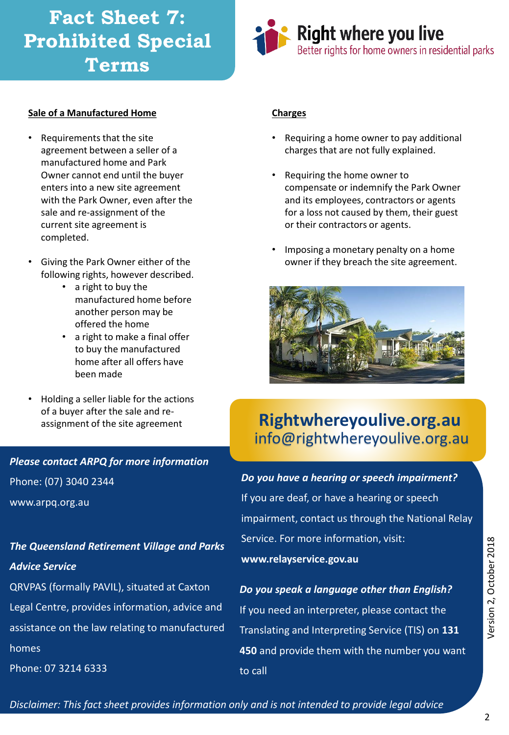# Fact Sheet 7: Prohibited Special Terms

**Right where you live**
Better rights for home owners in residential parks

## Sale of a Manufactured Home

- Requirements that the site agreement between a seller of a manufactured home and Park Owner cannot end until the buyer enters into a new site agreement with the Park Owner, even after the sale and re-assignment of the current site agreement is completed.
- Giving the Park Owner either of the following rights, however described.
    - a right to buy the manufactured home before another person may be offered the home
    - a right to make a final offer to buy the manufactured home after all offers have been made
- Holding a seller liable for the actions of a buyer after the sale and re-assignment of the site agreement

## Charges

- Requiring a home owner to pay additional charges that are not fully explained.
- Requiring the home owner to compensate or indemnify the Park Owner and its employees, contractors or agents for a loss not caused by them, their guest or their contractors or agents.
- Imposing a monetary penalty on a home owner if they breach the site agreement.

**Rightwhereyoulive.org.au**
info@rightwhereyoulive.org.au

***Please contact ARPQ for more information***

Phone: (07) 3040 2344

www.arpq.org.au

***The Queensland Retirement Village and Parks Advice Service***

QRVPAS (formally PAVIL), situated at Caxton Legal Centre, provides information, advice and assistance on the law relating to manufactured homes

Phone: 07 3214 6333

***Do you have a hearing or speech impairment?***

If you are deaf, or have a hearing or speech impairment, contact us through the National Relay Service. For more information, visit: **www.relayservice.gov.au**

***Do you speak a language other than English?***

If you need an interpreter, please contact the Translating and Interpreting Service (TIS) on **131 450** and provide them with the number you want to call

*Disclaimer: This fact sheet provides information only and is not intended to provide legal advice*

Version 2, October 2018